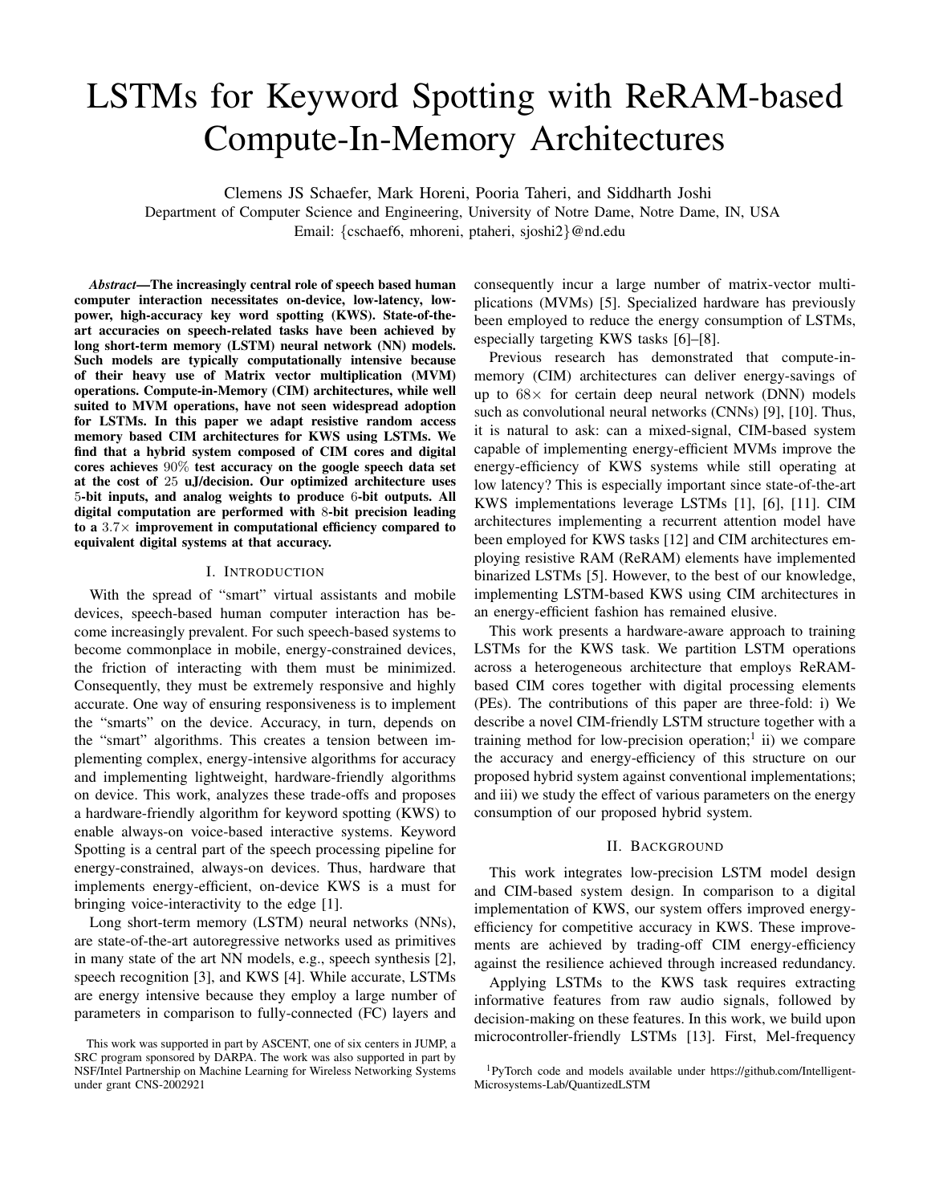# LSTMs for Keyword Spotting with ReRAM-based Compute-In-Memory Architectures

Clemens JS Schaefer, Mark Horeni, Pooria Taheri, and Siddharth Joshi

Department of Computer Science and Engineering, University of Notre Dame, Notre Dame, IN, USA

Email: {cschaef6, mhoreni, ptaheri, sjoshi2}@nd.edu

***Abstract*—The increasingly central role of speech based human computer interaction necessitates on-device, low-latency, low-power, high-accuracy key word spotting (KWS). State-of-the-art accuracies on speech-related tasks have been achieved by long short-term memory (LSTM) neural network (NN) models. Such models are typically computationally intensive because of their heavy use of Matrix vector multiplication (MVM) operations. Compute-in-Memory (CIM) architectures, while well suited to MVM operations, have not seen widespread adoption for LSTMs. In this paper we adapt resistive random access memory based CIM architectures for KWS using LSTMs. We find that a hybrid system composed of CIM cores and digital cores achieves $90\%$ test accuracy on the google speech data set at the cost of $25$ uJ/decision. Our optimized architecture uses $5$-bit inputs, and analog weights to produce $6$-bit outputs. All digital computation are performed with $8$-bit precision leading to a $3.7\times$ improvement in computational efficiency compared to equivalent digital systems at that accuracy.**

## I. Introduction

With the spread of "smart" virtual assistants and mobile devices, speech-based human computer interaction has become increasingly prevalent. For such speech-based systems to become commonplace in mobile, energy-constrained devices, the friction of interacting with them must be minimized. Consequently, they must be extremely responsive and highly accurate. One way of ensuring responsiveness is to implement the "smarts" on the device. Accuracy, in turn, depends on the "smart" algorithms. This creates a tension between implementing complex, energy-intensive algorithms for accuracy and implementing lightweight, hardware-friendly algorithms on device. This work, analyzes these trade-offs and proposes a hardware-friendly algorithm for keyword spotting (KWS) to enable always-on voice-based interactive systems. Keyword Spotting is a central part of the speech processing pipeline for energy-constrained, always-on devices. Thus, hardware that implements energy-efficient, on-device KWS is a must for bringing voice-interactivity to the edge [1].

Long short-term memory (LSTM) neural networks (NNs), are state-of-the-art autoregressive networks used as primitives in many state of the art NN models, e.g., speech synthesis [2], speech recognition [3], and KWS [4]. While accurate, LSTMs are energy intensive because they employ a large number of parameters in comparison to fully-connected (FC) layers and consequently incur a large number of matrix-vector multiplications (MVMs) [5]. Specialized hardware has previously been employed to reduce the energy consumption of LSTMs, especially targeting KWS tasks [6]–[8].

Previous research has demonstrated that compute-in-memory (CIM) architectures can deliver energy-savings of up to $68\times$ for certain deep neural network (DNN) models such as convolutional neural networks (CNNs) [9], [10]. Thus, it is natural to ask: can a mixed-signal, CIM-based system capable of implementing energy-efficient MVMs improve the energy-efficiency of KWS systems while still operating at low latency? This is especially important since state-of-the-art KWS implementations leverage LSTMs [1], [6], [11]. CIM architectures implementing a recurrent attention model have been employed for KWS tasks [12] and CIM architectures employing resistive RAM (ReRAM) elements have implemented binarized LSTMs [5]. However, to the best of our knowledge, implementing LSTM-based KWS using CIM architectures in an energy-efficient fashion has remained elusive.

This work presents a hardware-aware approach to training LSTMs for the KWS task. We partition LSTM operations across a heterogeneous architecture that employs ReRAM-based CIM cores together with digital processing elements (PEs). The contributions of this paper are three-fold: i) We describe a novel CIM-friendly LSTM structure together with a training method for low-precision operation;[1] ii) we compare the accuracy and energy-efficiency of this structure on our proposed hybrid system against conventional implementations; and iii) we study the effect of various parameters on the energy consumption of our proposed hybrid system.

## II. Background

This work integrates low-precision LSTM model design and CIM-based system design. In comparison to a digital implementation of KWS, our system offers improved energy-efficiency for competitive accuracy in KWS. These improvements are achieved by trading-off CIM energy-efficiency against the resilience achieved through increased redundancy.

Applying LSTMs to the KWS task requires extracting informative features from raw audio signals, followed by decision-making on these features. In this work, we build upon microcontroller-friendly LSTMs [13]. First, Mel-frequency

[1] PyTorch code and models available under https://github.com/Intelligent-Microsystems-Lab/QuantizedLSTM

This work was supported in part by ASCENT, one of six centers in JUMP, a SRC program sponsored by DARPA. The work was also supported in part by NSF/Intel Partnership on Machine Learning for Wireless Networking Systems under grant CNS-2002921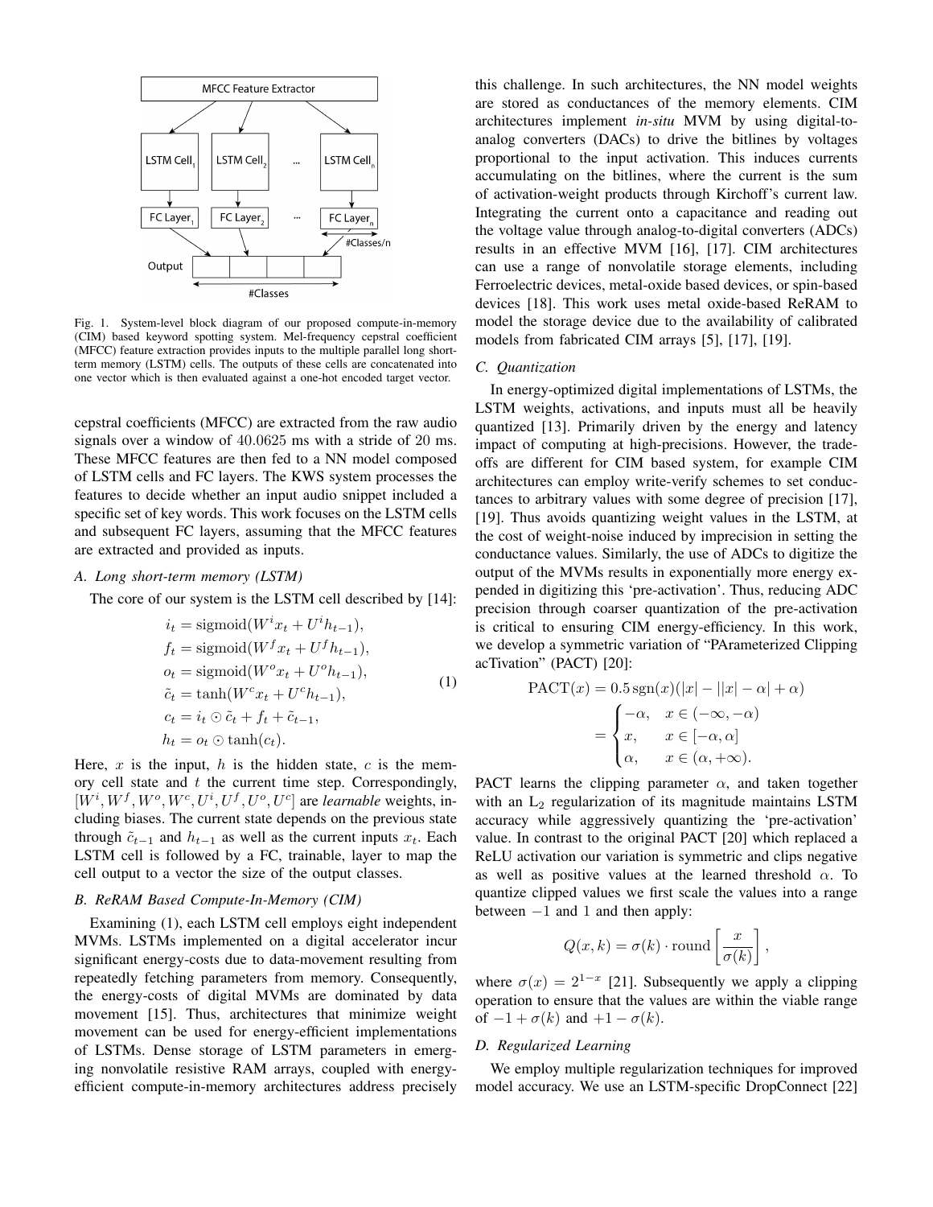Fig. 1. System-level block diagram of our proposed compute-in-memory (CIM) based keyword spotting system. Mel-frequency cepstral coefficient (MFCC) feature extraction provides inputs to the multiple parallel long short-term memory (LSTM) cells. The outputs of these cells are concatenated into one vector which is then evaluated against a one-hot encoded target vector.

cepstral coefficients (MFCC) are extracted from the raw audio signals over a window of $40.0625$ ms with a stride of $20$ ms. These MFCC features are then fed to a NN model composed of LSTM cells and FC layers. The KWS system processes the features to decide whether an input audio snippet included a specific set of key words. This work focuses on the LSTM cells and subsequent FC layers, assuming that the MFCC features are extracted and provided as inputs.

### A. Long short-term memory (LSTM)

The core of our system is the LSTM cell described by [14]:

$$
\begin{aligned}
i_t &= \mathrm{sigmoid}(W^i x_t + U^i h_{t-1}),\\
f_t &= \mathrm{sigmoid}(W^f x_t + U^f h_{t-1}),\\
o_t &= \mathrm{sigmoid}(W^o x_t + U^o h_{t-1}),\\
\tilde{c}_t &= \tanh(W^c x_t + U^c h_{t-1}),\\
c_t &= i_t \odot \tilde{c}_t + f_t + \tilde{c}_{t-1},\\
h_t &= o_t \odot \tanh(c_t).
\end{aligned} \tag{1}
$$

Here, $x$ is the input, $h$ is the hidden state, $c$ is the memory cell state and $t$ the current time step. Correspondingly, $[W^i, W^f, W^o, W^c, U^i, U^f, U^o, U^c]$ are *learnable* weights, including biases. The current state depends on the previous state through $\tilde{c}_{t-1}$ and $h_{t-1}$ as well as the current inputs $x_t$. Each LSTM cell is followed by a FC, trainable, layer to map the cell output to a vector the size of the output classes.

### B. ReRAM Based Compute-In-Memory (CIM)

Examining (1), each LSTM cell employs eight independent MVMs. LSTMs implemented on a digital accelerator incur significant energy-costs due to data-movement resulting from repeatedly fetching parameters from memory. Consequently, the energy-costs of digital MVMs are dominated by data movement [15]. Thus, architectures that minimize weight movement can be used for energy-efficient implementations of LSTMs. Dense storage of LSTM parameters in emerging nonvolatile resistive RAM arrays, coupled with energy-efficient compute-in-memory architectures address precisely this challenge. In such architectures, the NN model weights are stored as conductances of the memory elements. CIM architectures implement *in-situ* MVM by using digital-to-analog converters (DACs) to drive the bitlines by voltages proportional to the input activation. This induces currents accumulating on the bitlines, where the current is the sum of activation-weight products through Kirchoff's current law. Integrating the current onto a capacitance and reading out the voltage value through analog-to-digital converters (ADCs) results in an effective MVM [16], [17]. CIM architectures can use a range of nonvolatile storage elements, including Ferroelectric devices, metal-oxide based devices, or spin-based devices [18]. This work uses metal oxide-based ReRAM to model the storage device due to the availability of calibrated models from fabricated CIM arrays [5], [17], [19].

### C. Quantization

In energy-optimized digital implementations of LSTMs, the LSTM weights, activations, and inputs must all be heavily quantized [13]. Primarily driven by the energy and latency impact of computing at high-precisions. However, the trade-offs are different for CIM based system, for example CIM architectures can employ write-verify schemes to set conductances to arbitrary values with some degree of precision [17], [19]. Thus avoids quantizing weight values in the LSTM, at the cost of weight-noise induced by imprecision in setting the conductance values. Similarly, the use of ADCs to digitize the output of the MVMs results in exponentially more energy expended in digitizing this 'pre-activation'. Thus, reducing ADC precision through coarser quantization of the pre-activation is critical to ensuring CIM energy-efficiency. In this work, we develop a symmetric variation of "PArameterized Clipping acTivation" (PACT) [20]:

$$
\begin{aligned}
\mathrm{PACT}(x) &= 0.5\,\mathrm{sgn}(x)(|x| - ||x| - \alpha| + \alpha)\\
&= \begin{cases} -\alpha, & x \in (-\infty, -\alpha)\\ x, & x \in [-\alpha, \alpha]\\ \alpha, & x \in (\alpha, +\infty). \end{cases}
\end{aligned}
$$

PACT learns the clipping parameter $\alpha$, and taken together with an $L_2$ regularization of its magnitude maintains LSTM accuracy while aggressively quantizing the 'pre-activation' value. In contrast to the original PACT [20] which replaced a ReLU activation our variation is symmetric and clips negative as well as positive values at the learned threshold $\alpha$. To quantize clipped values we first scale the values into a range between $-1$ and $1$ and then apply:

$$
Q(x, k) = \sigma(k) \cdot \mathrm{round}\left[\frac{x}{\sigma(k)}\right],
$$

where $\sigma(x) = 2^{1-x}$ [21]. Subsequently we apply a clipping operation to ensure that the values are within the viable range of $-1 + \sigma(k)$ and $+1 - \sigma(k)$.

### D. Regularized Learning

We employ multiple regularization techniques for improved model accuracy. We use an LSTM-specific DropConnect [22]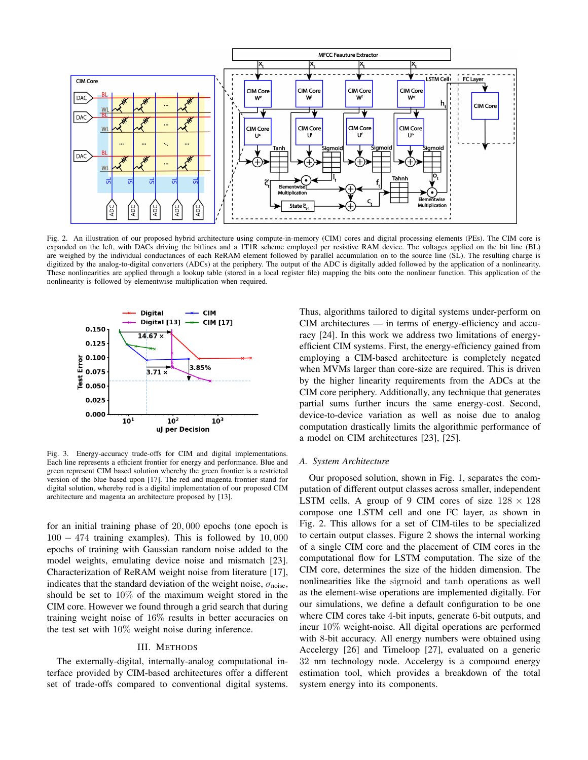Fig. 2. An illustration of our proposed hybrid architecture using compute-in-memory (CIM) cores and digital processing elements (PEs). The CIM core is expanded on the left, with DACs driving the bitlines and a 1T1R scheme employed per resistive RAM device. The voltages applied on the bit line (BL) are weighed by the individual conductances of each ReRAM element followed by parallel accumulation on to the source line (SL). The resulting charge is digitized by the analog-to-digital converters (ADCs) at the periphery. The output of the ADC is digitally added followed by the application of a nonlinearity. These nonlinearities are applied through a lookup table (stored in a local register file) mapping the bits onto the nonlinear function. This application of the nonlinearity is followed by elementwise multiplication when required.

Fig. 3. Energy-accuracy trade-offs for CIM and digital implementations. Each line represents a efficient frontier for energy and performance. Blue and green represent CIM based solution whereby the green frontier is a restricted version of the blue based upon [17]. The red and magenta frontier stand for digital solution, whereby red is a digital implementation of our proposed CIM architecture and magenta an architecture proposed by [13].

for an initial training phase of $20,000$ epochs (one epoch is $100-474$ training examples). This is followed by $10,000$ epochs of training with Gaussian random noise added to the model weights, emulating device noise and mismatch [23]. Characterization of ReRAM weight noise from literature [17], indicates that the standard deviation of the weight noise, $\sigma_{\text{noise}}$, should be set to $10\%$ of the maximum weight stored in the CIM core. However we found through a grid search that during training weight noise of $16\%$ results in better accuracies on the test set with $10\%$ weight noise during inference.

## III. Methods

The externally-digital, internally-analog computational interface provided by CIM-based architectures offer a different set of trade-offs compared to conventional digital systems. Thus, algorithms tailored to digital systems under-perform on CIM architectures — in terms of energy-efficiency and accuracy [24]. In this work we address two limitations of energy-efficient CIM systems. First, the energy-efficiency gained from employing a CIM-based architecture is completely negated when MVMs larger than core-size are required. This is driven by the higher linearity requirements from the ADCs at the CIM core periphery. Additionally, any technique that generates partial sums further incurs the same energy-cost. Second, device-to-device variation as well as noise due to analog computation drastically limits the algorithmic performance of a model on CIM architectures [23], [25].

### A. System Architecture

Our proposed solution, shown in Fig. 1, separates the computation of different output classes across smaller, independent LSTM cells. A group of 9 CIM cores of size $128 \times 128$ compose one LSTM cell and one FC layer, as shown in Fig. 2. This allows for a set of CIM-tiles to be specialized to certain output classes. Figure 2 shows the internal working of a single CIM core and the placement of CIM cores in the computational flow for LSTM computation. The size of the CIM core, determines the size of the hidden dimension. The nonlinearities like the $\text{sigmoid}$ and $\tanh$ operations as well as the element-wise operations are implemented digitally. For our simulations, we define a default configuration to be one where CIM cores take 4-bit inputs, generate 6-bit outputs, and incur $10\%$ weight-noise. All digital operations are performed with 8-bit accuracy. All energy numbers were obtained using Accelergy [26] and Timeloop [27], evaluated on a generic 32 nm technology node. Accelergy is a compound energy estimation tool, which provides a breakdown of the total system energy into its components.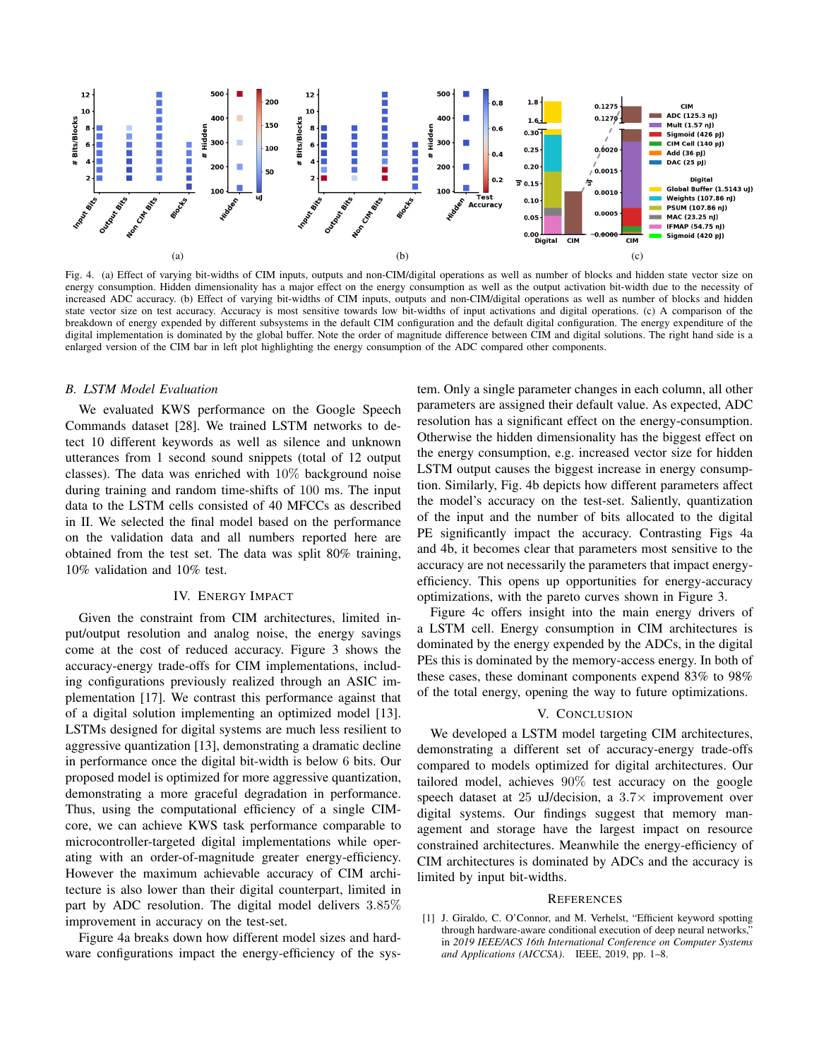Fig. 4. (a) Effect of varying bit-widths of CIM inputs, outputs and non-CIM/digital operations as well as number of blocks and hidden state vector size on energy consumption. Hidden dimensionality has a major effect on the energy consumption as well as the output activation bit-width due to the necessity of increased ADC accuracy. (b) Effect of varying bit-widths of CIM inputs, outputs and non-CIM/digital operations as well as number of blocks and hidden state vector size on test accuracy. Accuracy is most sensitive towards low bit-widths of input activations and digital operations. (c) A comparison of the breakdown of energy expended by different subsystems in the default CIM configuration and the default digital configuration. The energy expenditure of the digital implementation is dominated by the global buffer. Note the order of magnitude difference between CIM and digital solutions. The right hand side is a enlarged version of the CIM bar in left plot highlighting the energy consumption of the ADC compared other components.

### B. LSTM Model Evaluation

We evaluated KWS performance on the Google Speech Commands dataset [28]. We trained LSTM networks to detect 10 different keywords as well as silence and unknown utterances from 1 second sound snippets (total of 12 output classes). The data was enriched with 10% background noise during training and random time-shifts of 100 ms. The input data to the LSTM cells consisted of 40 MFCCs as described in II. We selected the final model based on the performance on the validation data and all numbers reported here are obtained from the test set. The data was split 80% training, 10% validation and 10% test.

## IV. Energy Impact

Given the constraint from CIM architectures, limited input/output resolution and analog noise, the energy savings come at the cost of reduced accuracy. Figure 3 shows the accuracy-energy trade-offs for CIM implementations, including configurations previously realized through an ASIC implementation [17]. We contrast this performance against that of a digital solution implementing an optimized model [13]. LSTMs designed for digital systems are much less resilient to aggressive quantization [13], demonstrating a dramatic decline in performance once the digital bit-width is below 6 bits. Our proposed model is optimized for more aggressive quantization, demonstrating a more graceful degradation in performance. Thus, using the computational efficiency of a single CIM-core, we can achieve KWS task performance comparable to microcontroller-targeted digital implementations while operating with an order-of-magnitude greater energy-efficiency. However the maximum achievable accuracy of CIM architecture is also lower than their digital counterpart, limited in part by ADC resolution. The digital model delivers 3.85% improvement in accuracy on the test-set.

Figure 4a breaks down how different model sizes and hardware configurations impact the energy-efficiency of the system. Only a single parameter changes in each column, all other parameters are assigned their default value. As expected, ADC resolution has a significant effect on the energy-consumption. Otherwise the hidden dimensionality has the biggest effect on the energy consumption, e.g. increased vector size for hidden LSTM output causes the biggest increase in energy consumption. Similarly, Fig. 4b depicts how different parameters affect the model's accuracy on the test-set. Saliently, quantization of the input and the number of bits allocated to the digital PE significantly impact the accuracy. Contrasting Figs 4a and 4b, it becomes clear that parameters most sensitive to the accuracy are not necessarily the parameters that impact energy-efficiency. This opens up opportunities for energy-accuracy optimizations, with the pareto curves shown in Figure 3.

Figure 4c offers insight into the main energy drivers of a LSTM cell. Energy consumption in CIM architectures is dominated by the energy expended by the ADCs, in the digital PEs this is dominated by the memory-access energy. In both of these cases, these dominant components expend 83% to 98% of the total energy, opening the way to future optimizations.

## V. Conclusion

We developed a LSTM model targeting CIM architectures, demonstrating a different set of accuracy-energy trade-offs compared to models optimized for digital architectures. Our tailored model, achieves 90% test accuracy on the google speech dataset at 25 uJ/decision, a 3.7× improvement over digital systems. Our findings suggest that memory management and storage have the largest impact on resource constrained architectures. Meanwhile the energy-efficiency of CIM architectures is dominated by ADCs and the accuracy is limited by input bit-widths.

## References

[1] J. Giraldo, C. O'Connor, and M. Verhelst, "Efficient keyword spotting through hardware-aware conditional execution of deep neural networks," in *2019 IEEE/ACS 16th International Conference on Computer Systems and Applications (AICCSA)*. IEEE, 2019, pp. 1–8.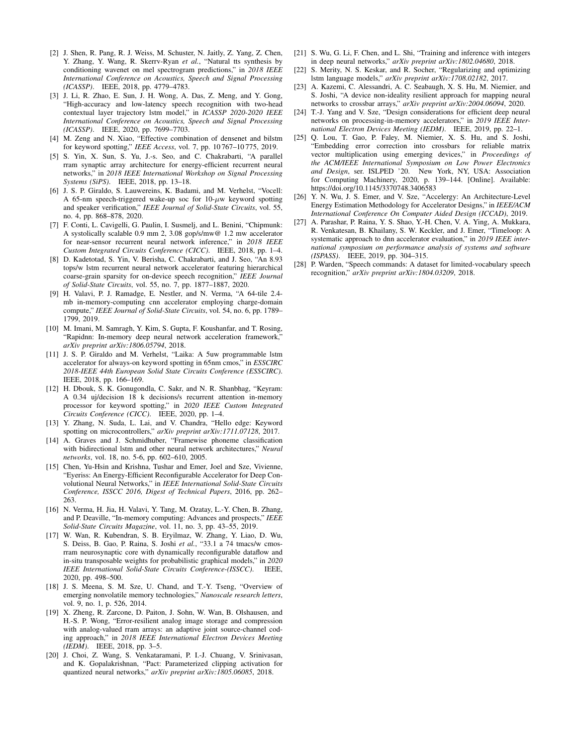[2] J. Shen, R. Pang, R. J. Weiss, M. Schuster, N. Jaitly, Z. Yang, Z. Chen, Y. Zhang, Y. Wang, R. Skerrv-Ryan *et al.*, "Natural tts synthesis by conditioning wavenet on mel spectrogram predictions," in *2018 IEEE International Conference on Acoustics, Speech and Signal Processing (ICASSP)*. IEEE, 2018, pp. 4779–4783.

[3] J. Li, R. Zhao, E. Sun, J. H. Wong, A. Das, Z. Meng, and Y. Gong, "High-accuracy and low-latency speech recognition with two-head contextual layer trajectory lstm model," in *ICASSP 2020-2020 IEEE International Conference on Acoustics, Speech and Signal Processing (ICASSP)*. IEEE, 2020, pp. 7699–7703.

[4] M. Zeng and N. Xiao, "Effective combination of densenet and bilstm for keyword spotting," *IEEE Access*, vol. 7, pp. 10 767–10 775, 2019.

[5] S. Yin, X. Sun, S. Yu, J.-s. Seo, and C. Chakrabarti, "A parallel rram synaptic array architecture for energy-efficient recurrent neural networks," in *2018 IEEE International Workshop on Signal Processing Systems (SiPS)*. IEEE, 2018, pp. 13–18.

[6] J. S. P. Giraldo, S. Lauwereins, K. Badami, and M. Verhelst, "Vocell: A 65-nm speech-triggered wake-up soc for 10-$\mu$w keyword spotting and speaker verification," *IEEE Journal of Solid-State Circuits*, vol. 55, no. 4, pp. 868–878, 2020.

[7] F. Conti, L. Cavigelli, G. Paulin, I. Susmelj, and L. Benini, "Chipmunk: A systolically scalable 0.9 mm 2, 3.08 gop/s/mw@ 1.2 mw accelerator for near-sensor recurrent neural network inference," in *2018 IEEE Custom Integrated Circuits Conference (CICC)*. IEEE, 2018, pp. 1–4.

[8] D. Kadetotad, S. Yin, V. Berisha, C. Chakrabarti, and J. Seo, "An 8.93 tops/w lstm recurrent neural network accelerator featuring hierarchical coarse-grain sparsity for on-device speech recognition," *IEEE Journal of Solid-State Circuits*, vol. 55, no. 7, pp. 1877–1887, 2020.

[9] H. Valavi, P. J. Ramadge, E. Nestler, and N. Verma, "A 64-tile 2.4-mb in-memory-computing cnn accelerator employing charge-domain compute," *IEEE Journal of Solid-State Circuits*, vol. 54, no. 6, pp. 1789–1799, 2019.

[10] M. Imani, M. Samragh, Y. Kim, S. Gupta, F. Koushanfar, and T. Rosing, "Rapidnn: In-memory deep neural network acceleration framework," *arXiv preprint arXiv:1806.05794*, 2018.

[11] J. S. P. Giraldo and M. Verhelst, "Laika: A 5uw programmable lstm accelerator for always-on keyword spotting in 65nm cmos," in *ESSCIRC 2018-IEEE 44th European Solid State Circuits Conference (ESSCIRC)*. IEEE, 2018, pp. 166–169.

[12] H. Dbouk, S. K. Gonugondla, C. Sakr, and N. R. Shanbhag, "Keyram: A 0.34 uj/decision 18 k decisions/s recurrent attention in-memory processor for keyword spotting," in *2020 IEEE Custom Integrated Circuits Conference (CICC)*. IEEE, 2020, pp. 1–4.

[13] Y. Zhang, N. Suda, L. Lai, and V. Chandra, "Hello edge: Keyword spotting on microcontrollers," *arXiv preprint arXiv:1711.07128*, 2017.

[14] A. Graves and J. Schmidhuber, "Framewise phoneme classification with bidirectional lstm and other neural network architectures," *Neural networks*, vol. 18, no. 5-6, pp. 602–610, 2005.

[15] Chen, Yu-Hsin and Krishna, Tushar and Emer, Joel and Sze, Vivienne, "Eyeriss: An Energy-Efficient Reconfigurable Accelerator for Deep Convolutional Neural Networks," in *IEEE International Solid-State Circuits Conference, ISSCC 2016, Digest of Technical Papers*, 2016, pp. 262–263.

[16] N. Verma, H. Jia, H. Valavi, Y. Tang, M. Ozatay, L.-Y. Chen, B. Zhang, and P. Deaville, "In-memory computing: Advances and prospects," *IEEE Solid-State Circuits Magazine*, vol. 11, no. 3, pp. 43–55, 2019.

[17] W. Wan, R. Kubendran, S. B. Eryilmaz, W. Zhang, Y. Liao, D. Wu, S. Deiss, B. Gao, P. Raina, S. Joshi *et al.*, "33.1 a 74 tmacs/w cmos-rram neurosynaptic core with dynamically reconfigurable dataflow and in-situ transposable weights for probabilistic graphical models," in *2020 IEEE International Solid-State Circuits Conference-(ISSCC)*. IEEE, 2020, pp. 498–500.

[18] J. S. Meena, S. M. Sze, U. Chand, and T.-Y. Tseng, "Overview of emerging nonvolatile memory technologies," *Nanoscale research letters*, vol. 9, no. 1, p. 526, 2014.

[19] X. Zheng, R. Zarcone, D. Paiton, J. Sohn, W. Wan, B. Olshausen, and H.-S. P. Wong, "Error-resilient analog image storage and compression with analog-valued rram arrays: an adaptive joint source-channel coding approach," in *2018 IEEE International Electron Devices Meeting (IEDM)*. IEEE, 2018, pp. 3–5.

[20] J. Choi, Z. Wang, S. Venkataramani, P. I.-J. Chuang, V. Srinivasan, and K. Gopalakrishnan, "Pact: Parameterized clipping activation for quantized neural networks," *arXiv preprint arXiv:1805.06085*, 2018.

[21] S. Wu, G. Li, F. Chen, and L. Shi, "Training and inference with integers in deep neural networks," *arXiv preprint arXiv:1802.04680*, 2018.

[22] S. Merity, N. S. Keskar, and R. Socher, "Regularizing and optimizing lstm language models," *arXiv preprint arXiv:1708.02182*, 2017.

[23] A. Kazemi, C. Alessandri, A. C. Seabaugh, X. S. Hu, M. Niemier, and S. Joshi, "A device non-ideality resilient approach for mapping neural networks to crossbar arrays," *arXiv preprint arXiv:2004.06094*, 2020.

[24] T.-J. Yang and V. Sze, "Design considerations for efficient deep neural networks on processing-in-memory accelerators," in *2019 IEEE International Electron Devices Meeting (IEDM)*. IEEE, 2019, pp. 22–1.

[25] Q. Lou, T. Gao, P. Faley, M. Niemier, X. S. Hu, and S. Joshi, "Embedding error correction into crossbars for reliable matrix vector multiplication using emerging devices," in *Proceedings of the ACM/IEEE International Symposium on Low Power Electronics and Design*, ser. ISLPED '20. New York, NY, USA: Association for Computing Machinery, 2020, p. 139–144. [Online]. Available: https://doi.org/10.1145/3370748.3406583

[26] Y. N. Wu, J. S. Emer, and V. Sze, "Accelergy: An Architecture-Level Energy Estimation Methodology for Accelerator Designs," in *IEEE/ACM International Conference On Computer Aided Design (ICCAD)*, 2019.

[27] A. Parashar, P. Raina, Y. S. Shao, Y.-H. Chen, V. A. Ying, A. Mukkara, R. Venkatesan, B. Khailany, S. W. Keckler, and J. Emer, "Timeloop: A systematic approach to dnn accelerator evaluation," in *2019 IEEE international symposium on performance analysis of systems and software (ISPASS)*. IEEE, 2019, pp. 304–315.

[28] P. Warden, "Speech commands: A dataset for limited-vocabulary speech recognition," *arXiv preprint arXiv:1804.03209*, 2018.